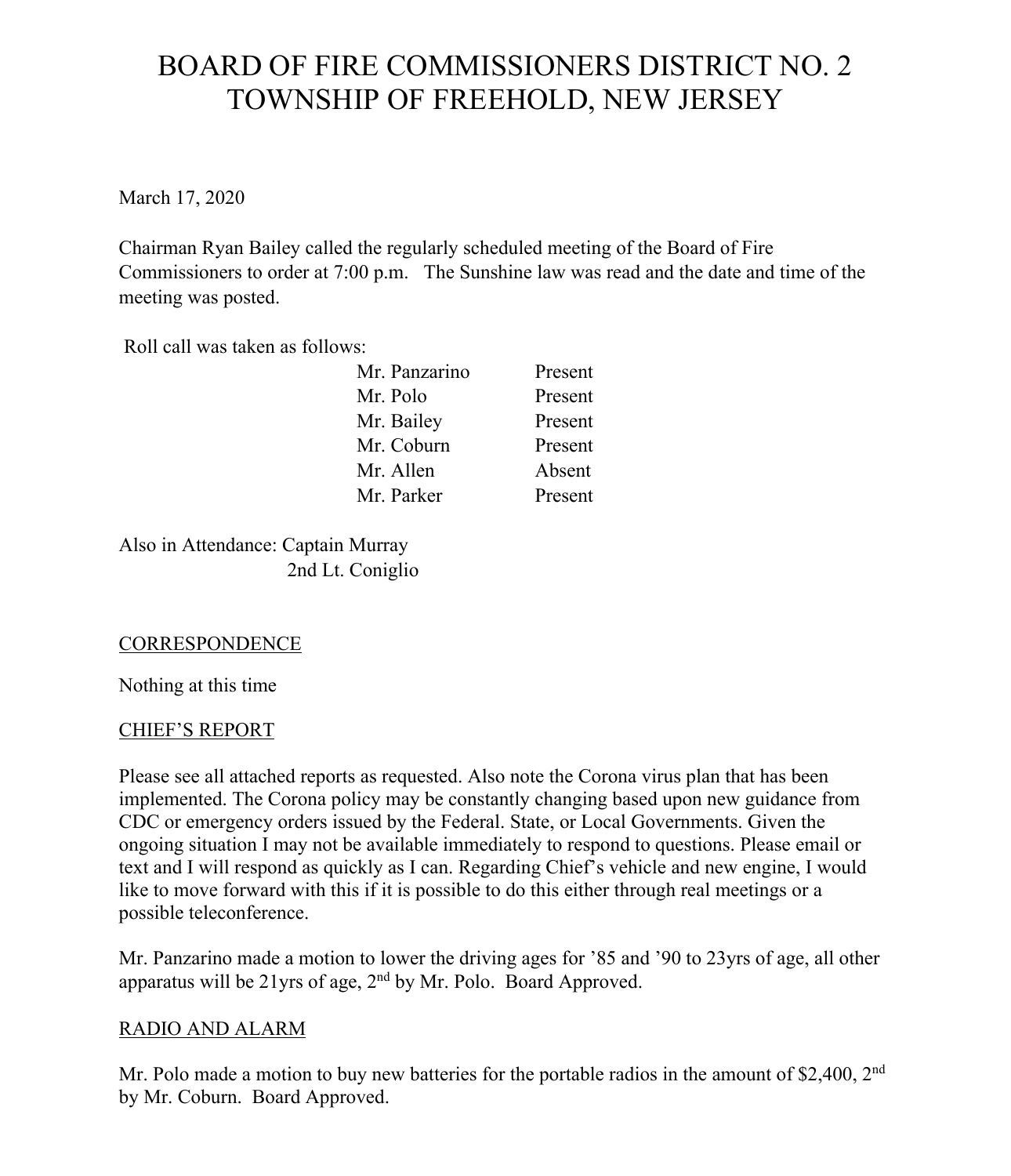# BOARD OF FIRE COMMISSIONERS DISTRICT NO. 2
# TOWNSHIP OF FREEHOLD, NEW JERSEY

March 17, 2020

Chairman Ryan Bailey called the regularly scheduled meeting of the Board of Fire Commissioners to order at 7:00 p.m. The Sunshine law was read and the date and time of the meeting was posted.

Roll call was taken as follows:

| | |
|---|---|
| Mr. Panzarino | Present |
| Mr. Polo | Present |
| Mr. Bailey | Present |
| Mr. Coburn | Present |
| Mr. Allen | Absent |
| Mr. Parker | Present |

Also in Attendance: Captain Murray
2nd Lt. Coniglio

## CORRESPONDENCE

Nothing at this time

## CHIEF'S REPORT

Please see all attached reports as requested. Also note the Corona virus plan that has been implemented. The Corona policy may be constantly changing based upon new guidance from CDC or emergency orders issued by the Federal. State, or Local Governments. Given the ongoing situation I may not be available immediately to respond to questions. Please email or text and I will respond as quickly as I can. Regarding Chief's vehicle and new engine, I would like to move forward with this if it is possible to do this either through real meetings or a possible teleconference.

Mr. Panzarino made a motion to lower the driving ages for '85 and '90 to 23yrs of age, all other apparatus will be 21yrs of age, 2nd by Mr. Polo. Board Approved.

## RADIO AND ALARM

Mr. Polo made a motion to buy new batteries for the portable radios in the amount of $2,400, 2nd by Mr. Coburn. Board Approved.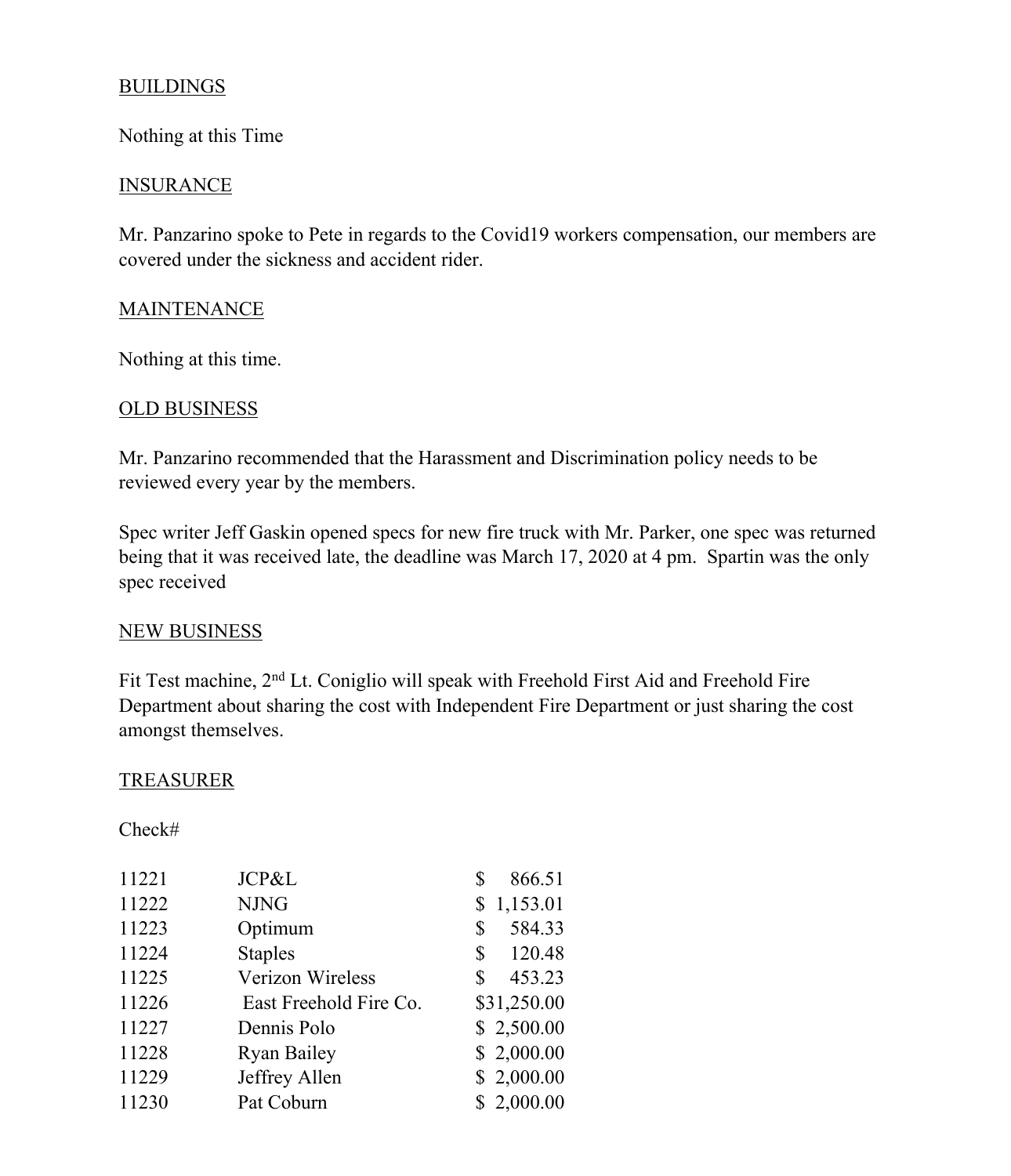BUILDINGS

Nothing at this Time

INSURANCE

Mr. Panzarino spoke to Pete in regards to the Covid19 workers compensation, our members are covered under the sickness and accident rider.

MAINTENANCE

Nothing at this time.

OLD BUSINESS

Mr. Panzarino recommended that the Harassment and Discrimination policy needs to be reviewed every year by the members.

Spec writer Jeff Gaskin opened specs for new fire truck with Mr. Parker, one spec was returned being that it was received late, the deadline was March 17, 2020 at 4 pm.  Spartin was the only spec received

NEW BUSINESS

Fit Test machine, 2nd Lt. Coniglio will speak with Freehold First Aid and Freehold Fire Department about sharing the cost with Independent Fire Department or just sharing the cost amongst themselves.

TREASURER

| Check# | | |
|---|---|---|
| 11221 | JCP&L | $ 866.51 |
| 11222 | NJNG | $ 1,153.01 |
| 11223 | Optimum | $ 584.33 |
| 11224 | Staples | $ 120.48 |
| 11225 | Verizon Wireless | $ 453.23 |
| 11226 | East Freehold Fire Co. | $31,250.00 |
| 11227 | Dennis Polo | $ 2,500.00 |
| 11228 | Ryan Bailey | $ 2,000.00 |
| 11229 | Jeffrey Allen | $ 2,000.00 |
| 11230 | Pat Coburn | $ 2,000.00 |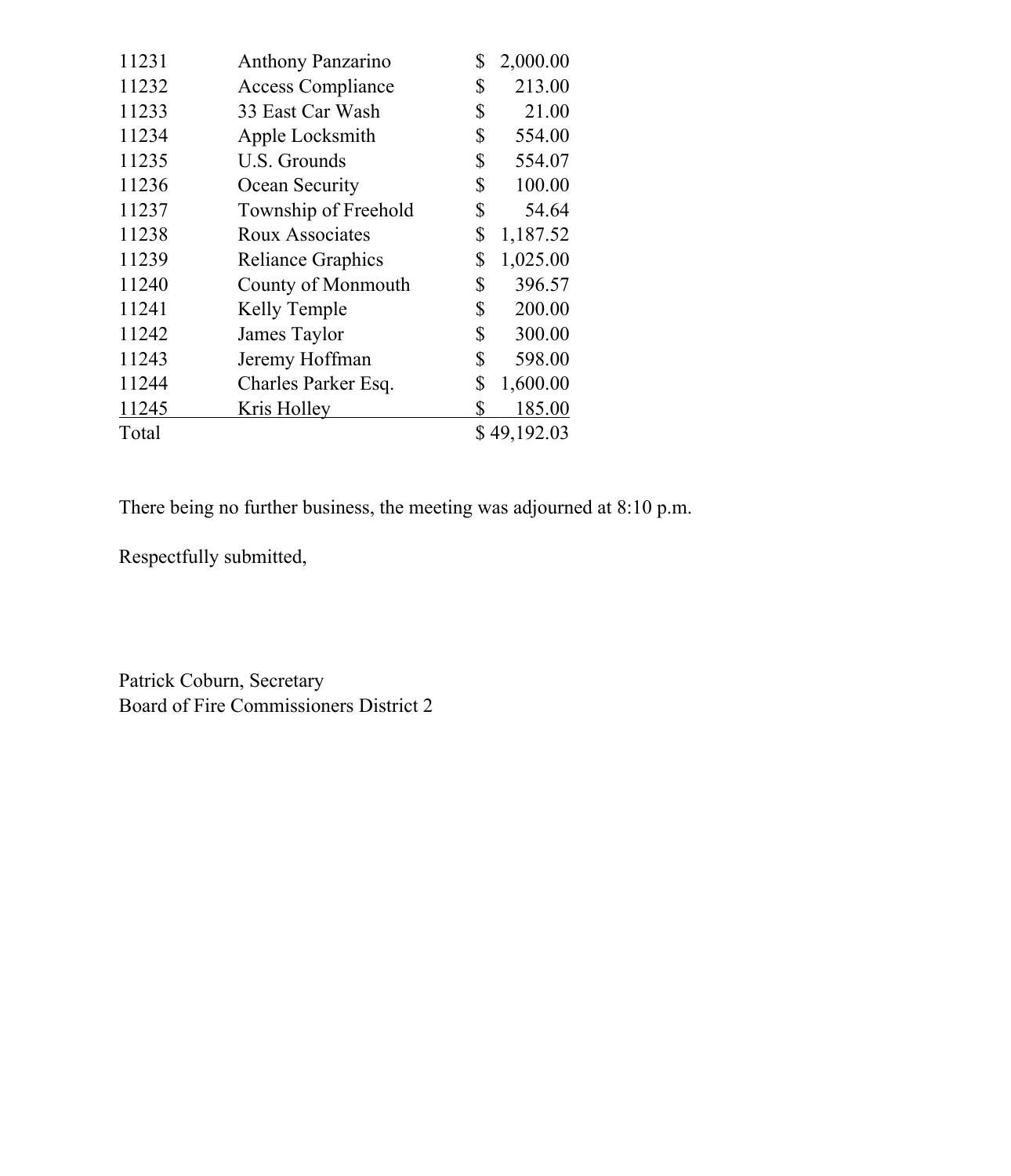| | | |
|---|---|---|
| 11231 | Anthony Panzarino | $ 2,000.00 |
| 11232 | Access Compliance | $ 213.00 |
| 11233 | 33 East Car Wash | $ 21.00 |
| 11234 | Apple Locksmith | $ 554.00 |
| 11235 | U.S. Grounds | $ 554.07 |
| 11236 | Ocean Security | $ 100.00 |
| 11237 | Township of Freehold | $ 54.64 |
| 11238 | Roux Associates | $ 1,187.52 |
| 11239 | Reliance Graphics | $ 1,025.00 |
| 11240 | County of Monmouth | $ 396.57 |
| 11241 | Kelly Temple | $ 200.00 |
| 11242 | James Taylor | $ 300.00 |
| 11243 | Jeremy Hoffman | $ 598.00 |
| 11244 | Charles Parker Esq. | $ 1,600.00 |
| 11245 | Kris Holley | $ 185.00 |
| Total | | $ 49,192.03 |

There being no further business, the meeting was adjourned at 8:10 p.m.

Respectfully submitted,

Patrick Coburn, Secretary
Board of Fire Commissioners District 2